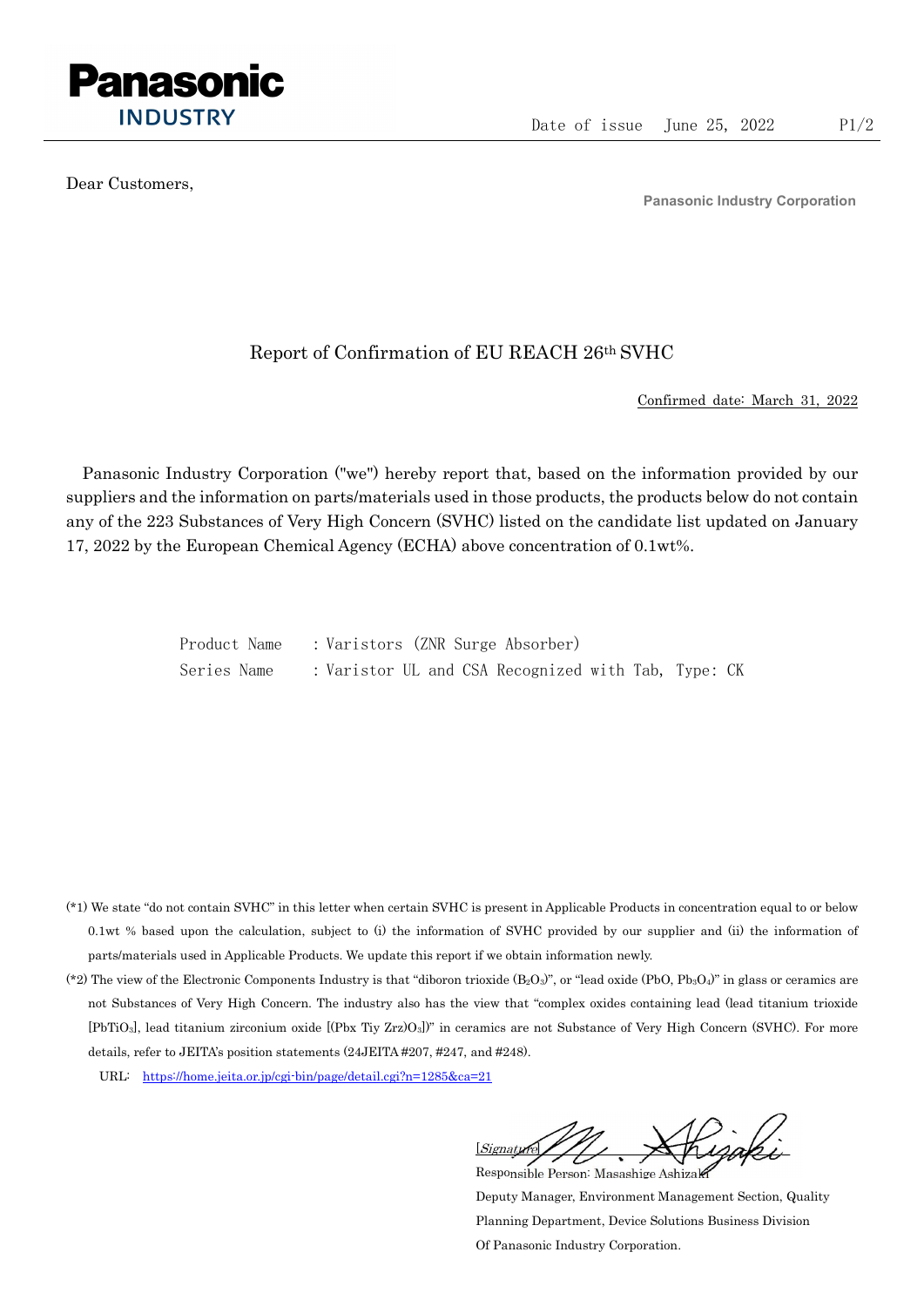Panasonic
INDUSTRY

Date of issue June 25, 2022

Dear Customers,

**Panasonic Industry Corporation**

# Report of Confirmation of EU REACH 26th SVHC

Confirmed date: March 31, 2022

Panasonic Industry Corporation ("we") hereby report that, based on the information provided by our suppliers and the information on parts/materials used in those products, the products below do not contain any of the 223 Substances of Very High Concern (SVHC) listed on the candidate list updated on January 17, 2022 by the European Chemical Agency (ECHA) above concentration of 0.1wt%.

Product Name : Varistors (ZNR Surge Absorber)
Series Name : Varistor UL and CSA Recognized with Tab, Type: CK

(*1) We state "do not contain SVHC" in this letter when certain SVHC is present in Applicable Products in concentration equal to or below 0.1wt % based upon the calculation, subject to (i) the information of SVHC provided by our supplier and (ii) the information of parts/materials used in Applicable Products. We update this report if we obtain information newly.

(*2) The view of the Electronic Components Industry is that "diboron trioxide ($B_2O_3$)", or "lead oxide ($PbO$, $Pb_3O_4$)" in glass or ceramics are not Substances of Very High Concern. The industry also has the view that "complex oxides containing lead (lead titanium trioxide [$PbTiO_3$], lead titanium zirconium oxide [$(Pbx\ Tiy\ Zrz)O_3$])" in ceramics are not Substance of Very High Concern (SVHC). For more details, refer to JEITA's position statements (24JEITA #207, #247, and #248).

URL: https://home.jeita.or.jp/cgi-bin/page/detail.cgi?n=1285&ca=21

[Signature] M. Ashizaki
Responsible Person: Masashige Ashizaki
Deputy Manager, Environment Management Section, Quality Planning Department, Device Solutions Business Division
Of Panasonic Industry Corporation.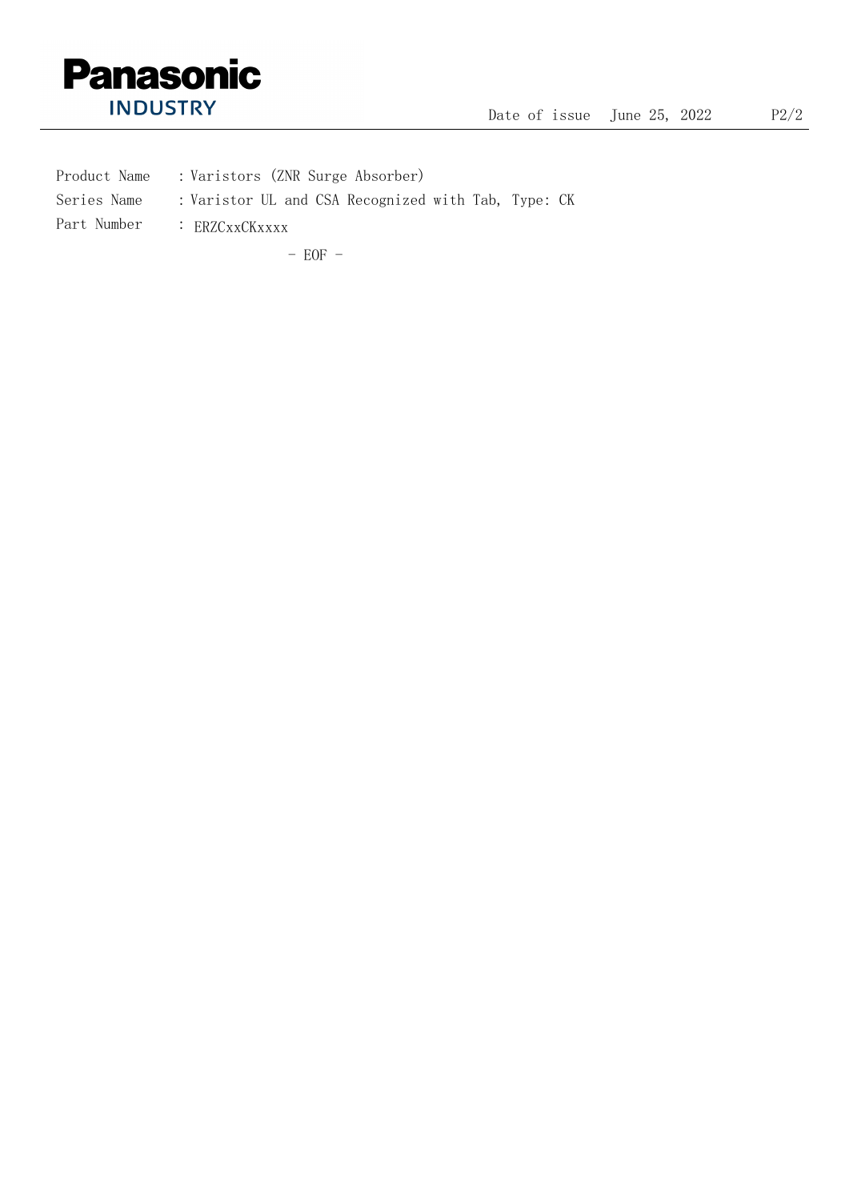Product Name : Varistors (ZNR Surge Absorber)

Series Name : Varistor UL and CSA Recognized with Tab, Type: CK

Part Number : ERZCxxCKxxxx

\- EOF -